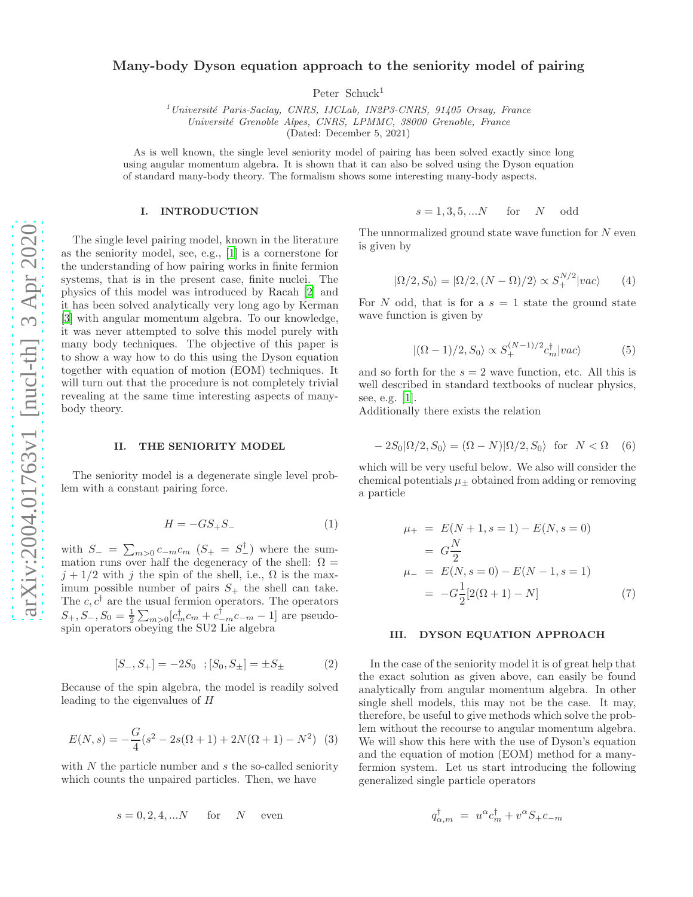# Many-body Dyson equation approach to the seniority model of pairing

Peter Schuck[1]

[1] Université Paris-Saclay, CNRS, IJCLab, IN2P3-CNRS, 91405 Orsay, France
Université Grenoble Alpes, CNRS, LPMMC, 38000 Grenoble, France
(Dated: December 5, 2021)

As is well known, the single level seniority model of pairing has been solved exactly since long using angular momentum algebra. It is shown that it can also be solved using the Dyson equation of standard many-body theory. The formalism shows some interesting many-body aspects.

## I. INTRODUCTION

The single level pairing model, known in the literature as the seniority model, see, e.g., [1] is a cornerstone for the understanding of how pairing works in finite fermion systems, that is in the present case, finite nuclei. The physics of this model was introduced by Racah [2] and it has been solved analytically very long ago by Kerman [3] with angular momentum algebra. To our knowledge, it was never attempted to solve this model purely with many body techniques. The objective of this paper is to show a way how to do this using the Dyson equation together with equation of motion (EOM) techniques. It will turn out that the procedure is not completely trivial revealing at the same time interesting aspects of many-body theory.

## II. THE SENIORITY MODEL

The seniority model is a degenerate single level problem with a constant pairing force.

$$H = -GS_+S_- \tag{1}$$

with $S_- = \sum_{m>0} c_{-m}c_m$ ($S_+ = S_-^\dagger$) where the summation runs over half the degeneracy of the shell: $\Omega = j + 1/2$ with $j$ the spin of the shell, i.e., $\Omega$ is the maximum possible number of pairs $S_+$ the shell can take. The $c, c^\dagger$ are the usual fermion operators. The operators $S_+, S_-, S_0 = \frac{1}{2}\sum_{m>0}[c_m^\dagger c_m + c_{-m}^\dagger c_{-m} - 1]$ are pseudo-spin operators obeying the SU2 Lie algebra

$$[S_-, S_+] = -2S_0 \;\; ; [S_0, S_\pm] = \pm S_\pm \tag{2}$$

Because of the spin algebra, the model is readily solved leading to the eigenvalues of $H$

$$E(N, s) = -\frac{G}{4}(s^2 - 2s(\Omega + 1) + 2N(\Omega + 1) - N^2) \tag{3}$$

with $N$ the particle number and $s$ the so-called seniority which counts the unpaired particles. Then, we have

$$s = 0, 2, 4, ...N \quad \text{for} \quad N \quad \text{even}$$

$$s = 1, 3, 5, ...N \quad \text{for} \quad N \quad \text{odd}$$

The unnormalized ground state wave function for $N$ even is given by

$$|\Omega/2, S_0\rangle = |\Omega/2, (N - \Omega)/2\rangle \propto S_+^{N/2}|vac\rangle \tag{4}$$

For $N$ odd, that is for a $s = 1$ state the ground state wave function is given by

$$|(\Omega - 1)/2, S_0\rangle \propto S_+^{(N-1)/2} c_m^\dagger |vac\rangle \tag{5}$$

and so forth for the $s = 2$ wave function, etc. All this is well described in standard textbooks of nuclear physics, see, e.g. [1].
Additionally there exists the relation

$$-2S_0|\Omega/2, S_0\rangle = (\Omega - N)|\Omega/2, S_0\rangle \;\; \text{for} \;\; N < \Omega \tag{6}$$

which will be very useful below. We also will consider the chemical potentials $\mu_\pm$ obtained from adding or removing a particle

$$\begin{aligned}
\mu_+ &= E(N + 1, s = 1) - E(N, s = 0) \\
&= G\frac{N}{2} \\
\mu_- &= E(N, s = 0) - E(N - 1, s = 1) \\
&= -G\frac{1}{2}[2(\Omega + 1) - N]
\end{aligned} \tag{7}$$

## III. DYSON EQUATION APPROACH

In the case of the seniority model it is of great help that the exact solution as given above, can easily be found analytically from angular momentum algebra. In other single shell models, this may not be the case. It may, therefore, be useful to give methods which solve the problem without the recourse to angular momentum algebra. We will show this here with the use of Dyson's equation and the equation of motion (EOM) method for a many-fermion system. Let us start introducing the following generalized single particle operators

$$q_{\alpha,m}^\dagger \;=\; u^\alpha c_m^\dagger + v^\alpha S_+ c_{-m}$$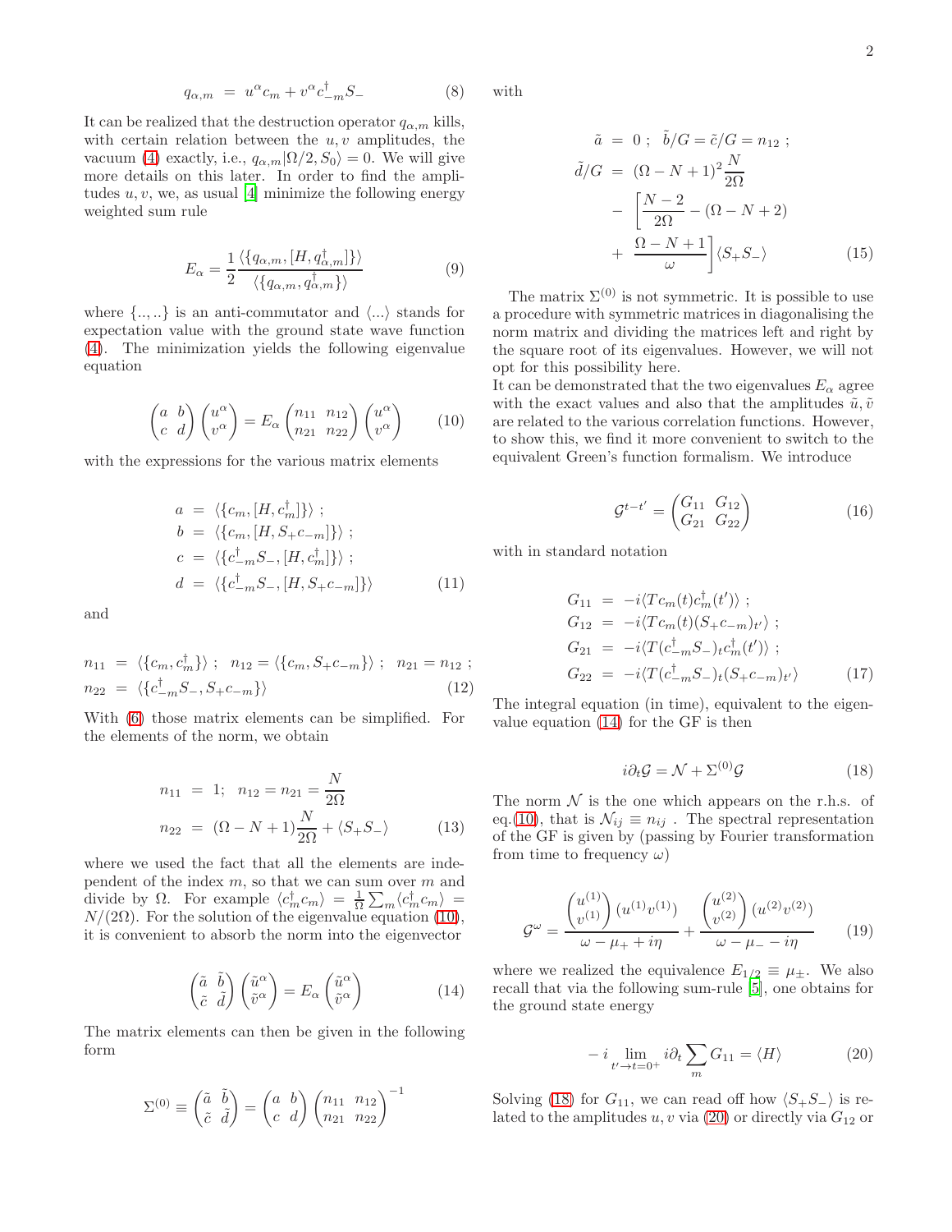$$q_{\alpha,m} = u^\alpha c_m + v^\alpha c^\dagger_{-m} S_- \qquad (8)$$

It can be realized that the destruction operator $q_{\alpha,m}$ kills, with certain relation between the $u, v$ amplitudes, the vacuum (4) exactly, i.e., $q_{\alpha,m}|\Omega/2, S_0\rangle = 0$. We will give more details on this later. In order to find the amplitudes $u, v$, we, as usual [4] minimize the following energy weighted sum rule

$$E_\alpha = \frac{1}{2}\frac{\langle\{q_{\alpha,m}, [H, q^\dagger_{\alpha,m}]\}\rangle}{\langle\{q_{\alpha,m}, q^\dagger_{\alpha,m}\}\rangle} \qquad (9)$$

where $\{..,..\}$ is an anti-commutator and $\langle ...\rangle$ stands for expectation value with the ground state wave function (4). The minimization yields the following eigenvalue equation

$$\begin{pmatrix} a & b \\ c & d \end{pmatrix} \begin{pmatrix} u^\alpha \\ v^\alpha \end{pmatrix} = E_\alpha \begin{pmatrix} n_{11} & n_{12} \\ n_{21} & n_{22} \end{pmatrix} \begin{pmatrix} u^\alpha \\ v^\alpha \end{pmatrix} \qquad (10)$$

with the expressions for the various matrix elements

$$\begin{aligned} a &= \langle\{c_m, [H, c^\dagger_m]\}\rangle ; \\ b &= \langle\{c_m, [H, S_+ c_{-m}]\}\rangle ; \\ c &= \langle\{c^\dagger_{-m} S_-, [H, c^\dagger_m]\}\rangle ; \\ d &= \langle\{c^\dagger_{-m} S_-, [H, S_+ c_{-m}]\}\rangle \end{aligned} \qquad (11)$$

and

$$\begin{aligned} n_{11} &= \langle\{c_m, c^\dagger_m\}\rangle ; \;\; n_{12} = \langle\{c_m, S_+ c_{-m}\}\rangle ; \;\; n_{21} = n_{12} ; \\ n_{22} &= \langle\{c^\dagger_{-m} S_-, S_+ c_{-m}\}\rangle \end{aligned} \qquad (12)$$

With (6) those matrix elements can be simplified. For the elements of the norm, we obtain

$$\begin{aligned} n_{11} &= 1; \;\; n_{12} = n_{21} = \frac{N}{2\Omega} \\ n_{22} &= (\Omega - N + 1)\frac{N}{2\Omega} + \langle S_+ S_-\rangle \end{aligned} \qquad (13)$$

where we used the fact that all the elements are independent of the index $m$, so that we can sum over $m$ and divide by $\Omega$. For example $\langle c^\dagger_m c_m\rangle = \frac{1}{\Omega}\sum_m \langle c^\dagger_m c_m\rangle = N/(2\Omega)$. For the solution of the eigenvalue equation (10), it is convenient to absorb the norm into the eigenvector

$$\begin{pmatrix} \tilde{a} & \tilde{b} \\ \tilde{c} & \tilde{d} \end{pmatrix} \begin{pmatrix} \tilde{u}^\alpha \\ \tilde{v}^\alpha \end{pmatrix} = E_\alpha \begin{pmatrix} \tilde{u}^\alpha \\ \tilde{v}^\alpha \end{pmatrix} \qquad (14)$$

The matrix elements can then be given in the following form

$$\Sigma^{(0)} \equiv \begin{pmatrix} \tilde{a} & \tilde{b} \\ \tilde{c} & \tilde{d} \end{pmatrix} = \begin{pmatrix} a & b \\ c & d \end{pmatrix} \begin{pmatrix} n_{11} & n_{12} \\ n_{21} & n_{22} \end{pmatrix}^{-1}$$

with

$$\begin{aligned} \tilde{a} &= 0 ; \;\; \tilde{b}/G = \tilde{c}/G = n_{12} ; \\ \tilde{d}/G &= (\Omega - N + 1)^2 \frac{N}{2\Omega} \\ &- \left[\frac{N-2}{2\Omega} - (\Omega - N + 2)\right. \\ &+ \left.\frac{\Omega - N + 1}{\omega}\right]\langle S_+ S_-\rangle \end{aligned} \qquad (15)$$

The matrix $\Sigma^{(0)}$ is not symmetric. It is possible to use a procedure with symmetric matrices in diagonalising the norm matrix and dividing the matrices left and right by the square root of its eigenvalues. However, we will not opt for this possibility here.

It can be demonstrated that the two eigenvalues $E_\alpha$ agree with the exact values and also that the amplitudes $\tilde{u}, \tilde{v}$ are related to the various correlation functions. However, to show this, we find it more convenient to switch to the equivalent Green's function formalism. We introduce

$$\mathcal{G}^{t-t'} = \begin{pmatrix} G_{11} & G_{12} \\ G_{21} & G_{22} \end{pmatrix} \qquad (16)$$

with in standard notation

$$\begin{aligned} G_{11} &= -i\langle T c_m(t) c^\dagger_m(t')\rangle ; \\ G_{12} &= -i\langle T c_m(t)(S_+ c_{-m})_{t'}\rangle ; \\ G_{21} &= -i\langle T(c^\dagger_{-m} S_-)_t c^\dagger_m(t')\rangle ; \\ G_{22} &= -i\langle T(c^\dagger_{-m} S_-)_t (S_+ c_{-m})_{t'}\rangle \end{aligned} \qquad (17)$$

The integral equation (in time), equivalent to the eigenvalue equation (14) for the GF is then

$$i\partial_t \mathcal{G} = \mathcal{N} + \Sigma^{(0)}\mathcal{G} \qquad (18)$$

The norm $\mathcal{N}$ is the one which appears on the r.h.s. of eq.(10), that is $\mathcal{N}_{ij} \equiv n_{ij}$ . The spectral representation of the GF is given by (passing by Fourier transformation from time to frequency $\omega$)

$$\mathcal{G}^\omega = \frac{\begin{pmatrix} u^{(1)} \\ v^{(1)} \end{pmatrix} (u^{(1)} v^{(1)})}{\omega - \mu_+ + i\eta} + \frac{\begin{pmatrix} u^{(2)} \\ v^{(2)} \end{pmatrix} (u^{(2)} v^{(2)})}{\omega - \mu_- - i\eta} \qquad (19)$$

where we realized the equivalence $E_{1/2} \equiv \mu_\pm$. We also recall that via the following sum-rule [5], one obtains for the ground state energy

$$-i \lim_{t' \to t = 0^+} i\partial_t \sum_m G_{11} = \langle H\rangle \qquad (20)$$

Solving (18) for $G_{11}$, we can read off how $\langle S_+ S_-\rangle$ is related to the amplitudes $u, v$ via (20) or directly via $G_{12}$ or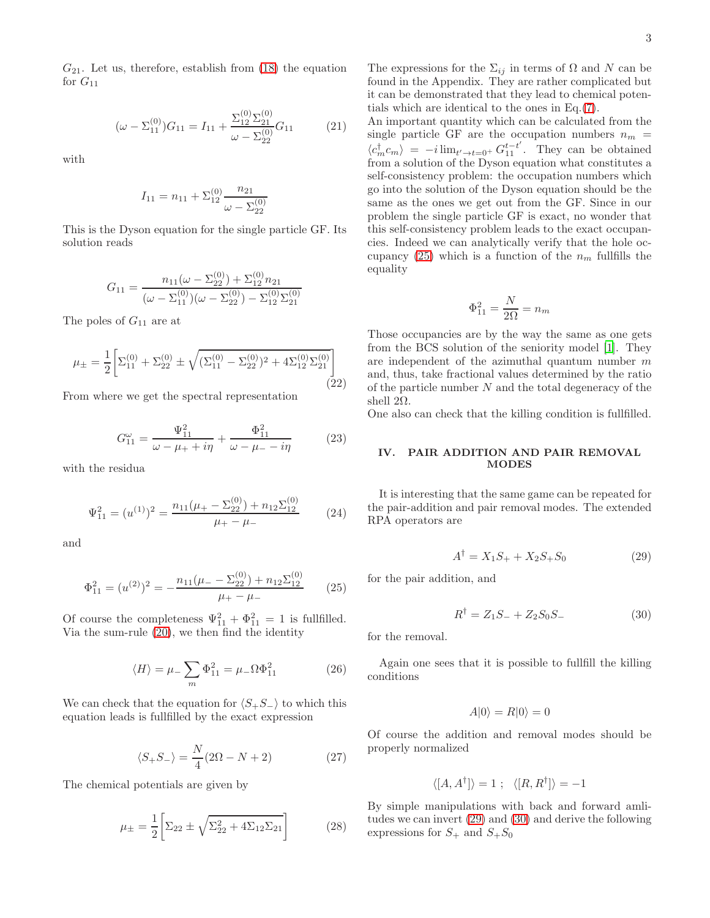$G_{21}$. Let us, therefore, establish from (18) the equation for $G_{11}$

$$(\omega - \Sigma_{11}^{(0)})G_{11} = I_{11} + \frac{\Sigma_{12}^{(0)}\Sigma_{21}^{(0)}}{\omega - \Sigma_{22}^{(0)}}G_{11} \qquad (21)$$

with

$$I_{11} = n_{11} + \Sigma_{12}^{(0)}\frac{n_{21}}{\omega - \Sigma_{22}^{(0)}}$$

This is the Dyson equation for the single particle GF. Its solution reads

$$G_{11} = \frac{n_{11}(\omega - \Sigma_{22}^{(0)}) + \Sigma_{12}^{(0)}n_{21}}{(\omega - \Sigma_{11}^{(0)})(\omega - \Sigma_{22}^{(0)}) - \Sigma_{12}^{(0)}\Sigma_{21}^{(0)}}$$

The poles of $G_{11}$ are at

$$\mu_{\pm} = \frac{1}{2}\left[\Sigma_{11}^{(0)} + \Sigma_{22}^{(0)} \pm \sqrt{(\Sigma_{11}^{(0)} - \Sigma_{22}^{(0)})^2 + 4\Sigma_{12}^{(0)}\Sigma_{21}^{(0)}}\right] \qquad (22)$$

From where we get the spectral representation

$$G_{11}^{\omega} = \frac{\Psi_{11}^2}{\omega - \mu_+ + i\eta} + \frac{\Phi_{11}^2}{\omega - \mu_- - i\eta} \qquad (23)$$

with the residua

$$\Psi_{11}^2 = (u^{(1)})^2 = \frac{n_{11}(\mu_+ - \Sigma_{22}^{(0)}) + n_{12}\Sigma_{12}^{(0)}}{\mu_+ - \mu_-} \qquad (24)$$

and

$$\Phi_{11}^2 = (u^{(2)})^2 = -\frac{n_{11}(\mu_- - \Sigma_{22}^{(0)}) + n_{12}\Sigma_{12}^{(0)}}{\mu_+ - \mu_-} \qquad (25)$$

Of course the completeness $\Psi_{11}^2 + \Phi_{11}^2 = 1$ is fullfilled. Via the sum-rule (20), we then find the identity

$$\langle H \rangle = \mu_- \sum_m \Phi_{11}^2 = \mu_- \Omega \Phi_{11}^2 \qquad (26)$$

We can check that the equation for $\langle S_+S_- \rangle$ to which this equation leads is fullfilled by the exact expression

$$\langle S_+S_- \rangle = \frac{N}{4}(2\Omega - N + 2) \qquad (27)$$

The chemical potentials are given by

$$\mu_{\pm} = \frac{1}{2}\left[\Sigma_{22} \pm \sqrt{\Sigma_{22}^2 + 4\Sigma_{12}\Sigma_{21}}\right] \qquad (28)$$

The expressions for the $\Sigma_{ij}$ in terms of $\Omega$ and $N$ can be found in the Appendix. They are rather complicated but it can be demonstrated that they lead to chemical potentials which are identical to the ones in Eq.(7).

An important quantity which can be calculated from the single particle GF are the occupation numbers $n_m = \langle c_m^\dagger c_m \rangle = -i \lim_{t' \to t = 0^+} G_{11}^{t-t'}$. They can be obtained from a solution of the Dyson equation what constitutes a self-consistency problem: the occupation numbers which go into the solution of the Dyson equation should be the same as the ones we get out from the GF. Since in our problem the single particle GF is exact, no wonder that this self-consistency problem leads to the exact occupancies. Indeed we can analytically verify that the hole occupancy (25) which is a function of the $n_m$ fullfills the equality

$$\Phi_{11}^2 = \frac{N}{2\Omega} = n_m$$

Those occupancies are by the way the same as one gets from the BCS solution of the seniority model [1]. They are independent of the azimuthal quantum number $m$ and, thus, take fractional values determined by the ratio of the particle number $N$ and the total degeneracy of the shell $2\Omega$.

One also can check that the killing condition is fullfilled.

## IV. PAIR ADDITION AND PAIR REMOVAL MODES

It is interesting that the same game can be repeated for the pair-addition and pair removal modes. The extended RPA operators are

$$A^\dagger = X_1 S_+ + X_2 S_+ S_0 \qquad (29)$$

for the pair addition, and

$$R^\dagger = Z_1 S_- + Z_2 S_0 S_- \qquad (30)$$

for the removal.

Again one sees that it is possible to fullfill the killing conditions

$$A|0\rangle = R|0\rangle = 0$$

Of course the addition and removal modes should be properly normalized

$$\langle [A, A^\dagger] \rangle = 1 \; ; \;\; \langle [R, R^\dagger] \rangle = -1$$

By simple manipulations with back and forward amlitudes we can invert (29) and (30) and derive the following expressions for $S_+$ and $S_+S_0$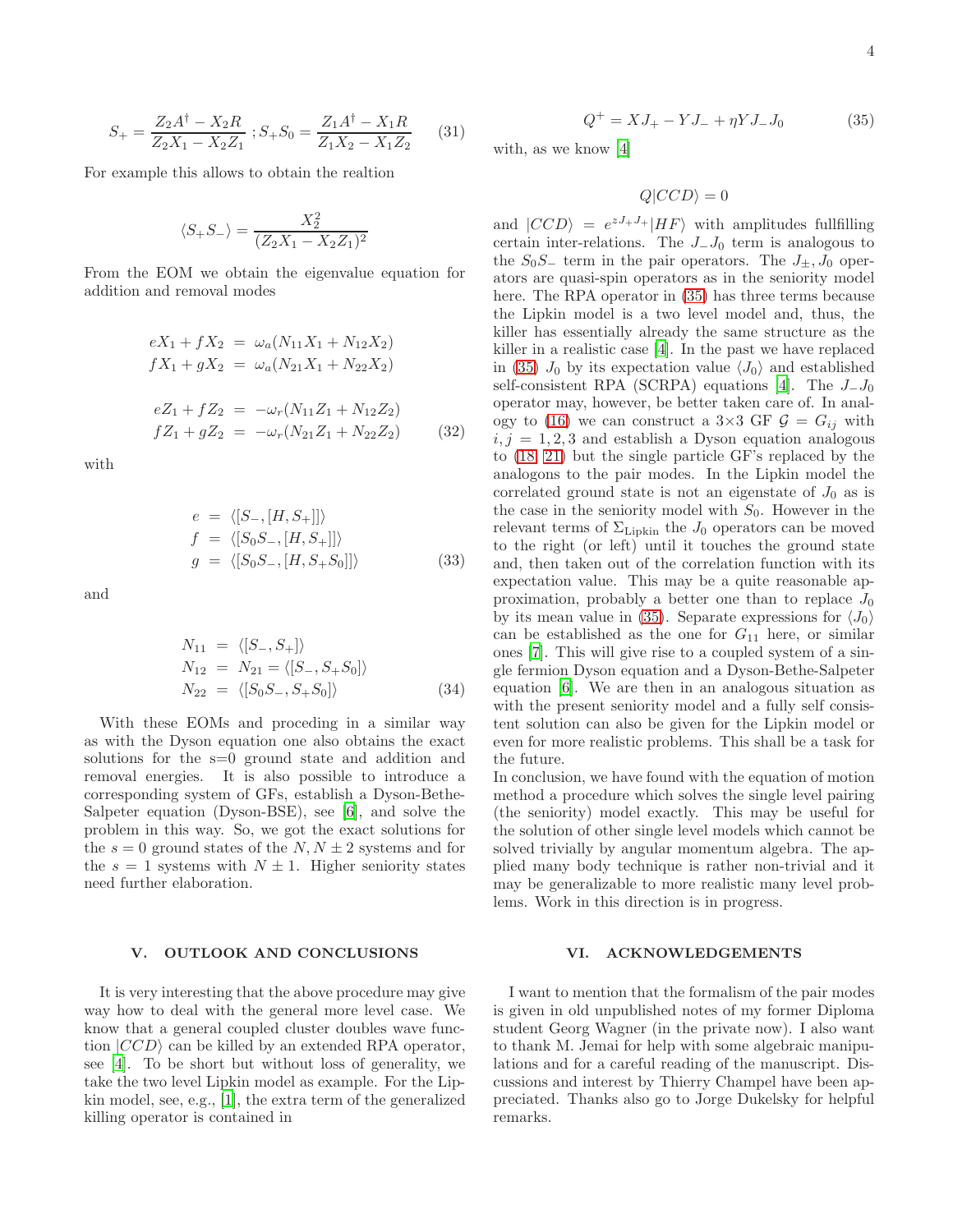$$S_+ = \frac{Z_2 A^\dagger - X_2 R}{Z_2 X_1 - X_2 Z_1}\;; S_+ S_0 = \frac{Z_1 A^\dagger - X_1 R}{Z_1 X_2 - X_1 Z_2} \quad (31)$$

For example this allows to obtain the realtion

$$\langle S_+ S_- \rangle = \frac{X_2^2}{(Z_2 X_1 - X_2 Z_1)^2}$$

From the EOM we obtain the eigenvalue equation for addition and removal modes

$$\begin{aligned}
eX_1 + fX_2 &= \omega_a (N_{11} X_1 + N_{12} X_2) \\
fX_1 + gX_2 &= \omega_a (N_{21} X_1 + N_{22} X_2) \\
\\
eZ_1 + fZ_2 &= -\omega_r (N_{11} Z_1 + N_{12} Z_2) \\
fZ_1 + gZ_2 &= -\omega_r (N_{21} Z_1 + N_{22} Z_2) \quad (32)
\end{aligned}$$

with

$$\begin{aligned}
e &= \langle [S_-, [H, S_+]] \rangle \\
f &= \langle [S_0 S_-, [H, S_+]] \rangle \\
g &= \langle [S_0 S_-, [H, S_+ S_0]] \rangle \quad (33)
\end{aligned}$$

and

$$\begin{aligned}
N_{11} &= \langle [S_-, S_+] \rangle \\
N_{12} &= N_{21} = \langle [S_-, S_+ S_0] \rangle \\
N_{22} &= \langle [S_0 S_-, S_+ S_0] \rangle \quad (34)
\end{aligned}$$

With these EOMs and proceding in a similar way as with the Dyson equation one also obtains the exact solutions for the s=0 ground state and addition and removal energies. It is also possible to introduce a corresponding system of GFs, establish a Dyson-Bethe-Salpeter equation (Dyson-BSE), see [6], and solve the problem in this way. So, we got the exact solutions for the $s = 0$ ground states of the $N, N \pm 2$ systems and for the $s = 1$ systems with $N \pm 1$. Higher seniority states need further elaboration.

## V. OUTLOOK AND CONCLUSIONS

It is very interesting that the above procedure may give way how to deal with the general more level case. We know that a general coupled cluster doubles wave function $|CCD\rangle$ can be killed by an extended RPA operator, see [4]. To be short but without loss of generality, we take the two level Lipkin model as example. For the Lipkin model, see, e.g., [1], the extra term of the generalized killing operator is contained in

$$Q^+ = XJ_+ - YJ_- + \eta Y J_- J_0 \quad (35)$$

with, as we know [4]

$$Q|CCD\rangle = 0$$

and $|CCD\rangle = e^{zJ_+J_+}|HF\rangle$ with amplitudes fullfilling certain inter-relations. The $J_- J_0$ term is analogous to the $S_0 S_-$ term in the pair operators. The $J_\pm, J_0$ operators are quasi-spin operators as in the seniority model here. The RPA operator in (35) has three terms because the Lipkin model is a two level model and, thus, the killer has essentially already the same structure as the killer in a realistic case [4]. In the past we have replaced in (35) $J_0$ by its expectation value $\langle J_0 \rangle$ and established self-consistent RPA (SCRPA) equations [4]. The $J_- J_0$ operator may, however, be better taken care of. In analogy to (16) we can construct a 3×3 GF $\mathcal{G} = G_{ij}$ with $i, j = 1, 2, 3$ and establish a Dyson equation analogous to (18, 21) but the single particle GF's replaced by the analogons to the pair modes. In the Lipkin model the correlated ground state is not an eigenstate of $J_0$ as is the case in the seniority model with $S_0$. However in the relevant terms of $\Sigma_{\text{Lipkin}}$ the $J_0$ operators can be moved to the right (or left) until it touches the ground state and, then taken out of the correlation function with its expectation value. This may be a quite reasonable approximation, probably a better one than to replace $J_0$ by its mean value in (35). Separate expressions for $\langle J_0 \rangle$ can be established as the one for $G_{11}$ here, or similar ones [7]. This will give rise to a coupled system of a single fermion Dyson equation and a Dyson-Bethe-Salpeter equation [6]. We are then in an analogous situation as with the present seniority model and a fully self consistent solution can also be given for the Lipkin model or even for more realistic problems. This shall be a task for the future.

In conclusion, we have found with the equation of motion method a procedure which solves the single level pairing (the seniority) model exactly. This may be useful for the solution of other single level models which cannot be solved trivially by angular momentum algebra. The applied many body technique is rather non-trivial and it may be generalizable to more realistic many level problems. Work in this direction is in progress.

## VI. ACKNOWLEDGEMENTS

I want to mention that the formalism of the pair modes is given in old unpublished notes of my former Diploma student Georg Wagner (in the private now). I also want to thank M. Jemai for help with some algebraic manipulations and for a careful reading of the manuscript. Discussions and interest by Thierry Champel have been appreciated. Thanks also go to Jorge Dukelsky for helpful remarks.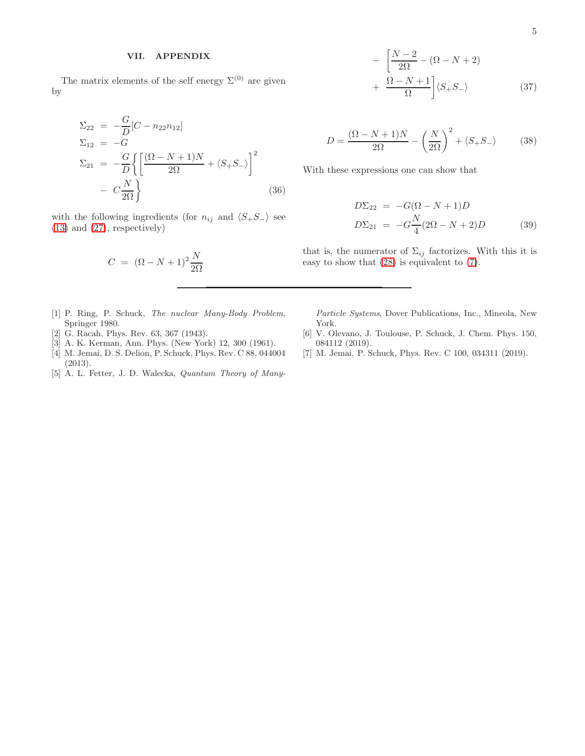## VII. APPENDIX

The matrix elements of the self energy $\Sigma^{(0)}$ are given by

$$
\begin{aligned}
\Sigma_{22} &= -\frac{G}{D}[C - n_{22}n_{12}] \\
\Sigma_{12} &= -G \\
\Sigma_{21} &= -\frac{G}{D}\left\{\left[\frac{(\Omega - N + 1)N}{2\Omega} + \langle S_+S_-\rangle\right]^2 \right. \\
&- \left. C\frac{N}{2\Omega}\right\}
\end{aligned}
\tag{36}
$$

with the following ingredients (for $n_{ij}$ and $\langle S_+S_-\rangle$ see (13) and (27), respectively)

$$
\begin{aligned}
C &= (\Omega - N + 1)^2 \frac{N}{2\Omega} \\
&- \left[\frac{N-2}{2\Omega} - (\Omega - N + 2) \right. \\
&+ \left. \frac{\Omega - N + 1}{\Omega}\right]\langle S_+S_-\rangle
\end{aligned}
\tag{37}
$$

$$
D = \frac{(\Omega - N + 1)N}{2\Omega} - \left(\frac{N}{2\Omega}\right)^2 + \langle S_+S_-\rangle \tag{38}
$$

With these expressions one can show that

$$
\begin{aligned}
D\Sigma_{22} &= -G(\Omega - N + 1)D \\
D\Sigma_{21} &= -G\frac{N}{4}(2\Omega - N + 2)D
\end{aligned}
\tag{39}
$$

that is, the numerator of $\Sigma_{ij}$ factorizes. With this it is easy to show that (28) is equivalent to (7).

---

[1] P. Ring, P. Schuck, *The nuclear Many-Body Problem*, Springer 1980.
[2] G. Racah, Phys. Rev. 63, 367 (1943).
[3] A. K. Kerman, Ann. Phys. (New York) 12, 300 (1961).
[4] M. Jemai, D. S. Delion, P. Schuck, Phys. Rev. C 88, 044004 (2013).
[5] A. L. Fetter, J. D. Walecka, *Quantum Theory of Many-Particle Systems*, Dover Publications, Inc., Mineola, New York.
[6] V. Olevano, J. Toulouse, P. Schuck, J. Chem. Phys. 150, 084112 (2019).
[7] M. Jemai, P. Schuck, Phys. Rev. C 100, 034311 (2019).